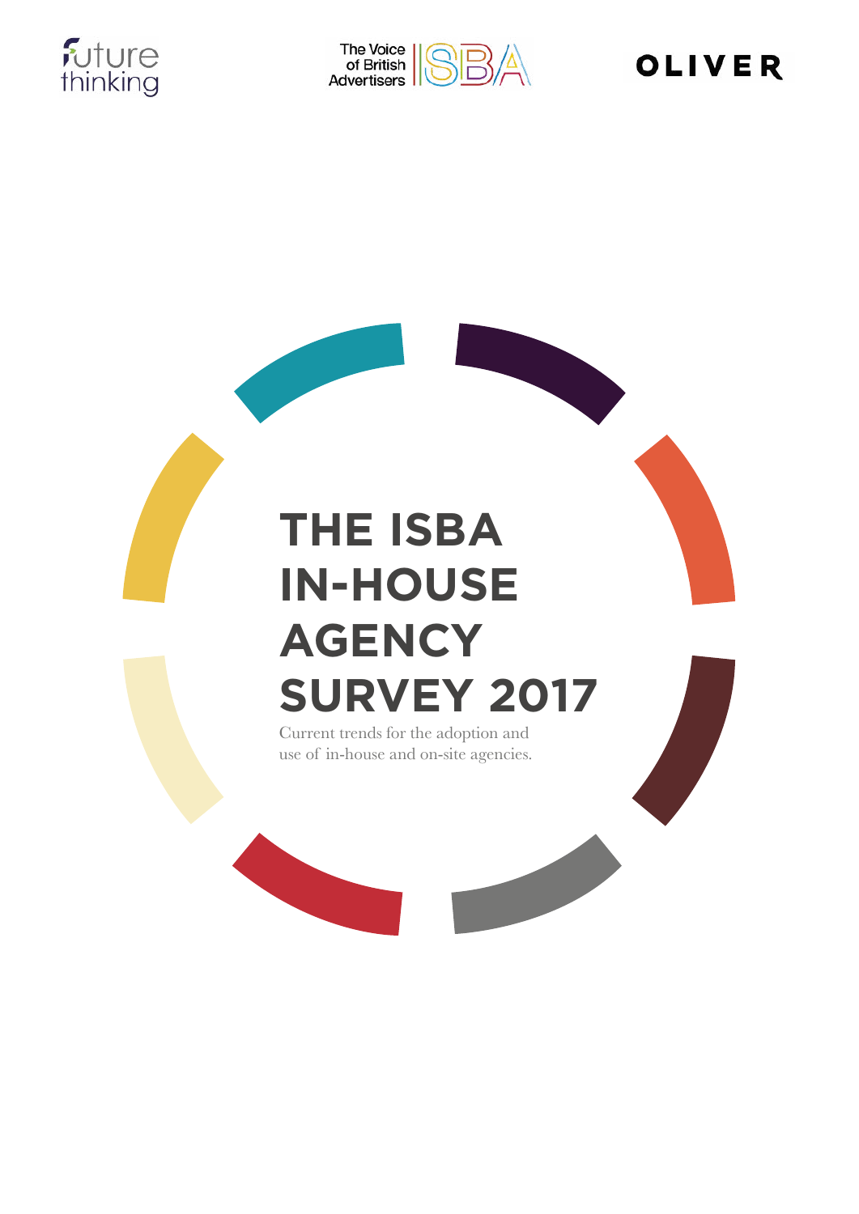future thinking

The Voice of British Advertisers ISBA

OLIVER

# THE ISBA IN-HOUSE AGENCY SURVEY 2017

Current trends for the adoption and use of in-house and on-site agencies.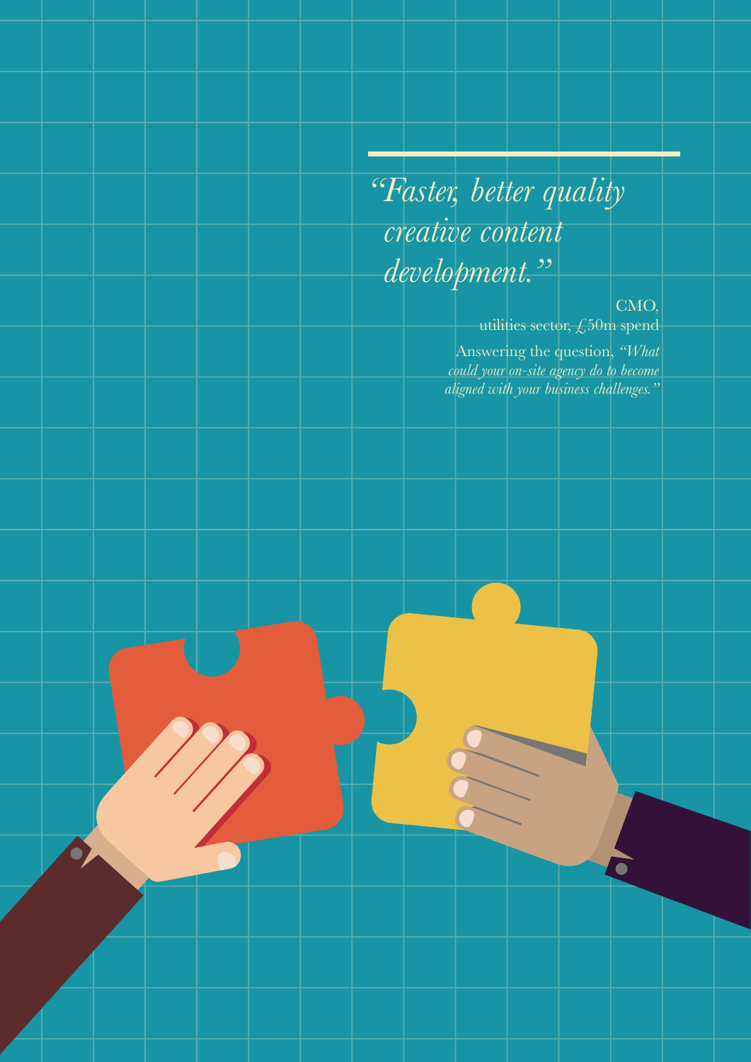*"Faster, better quality creative content development."*

CMO,
utilities sector, £50m spend

Answering the question, *"What could your on-site agency do to become aligned with your business challenges."*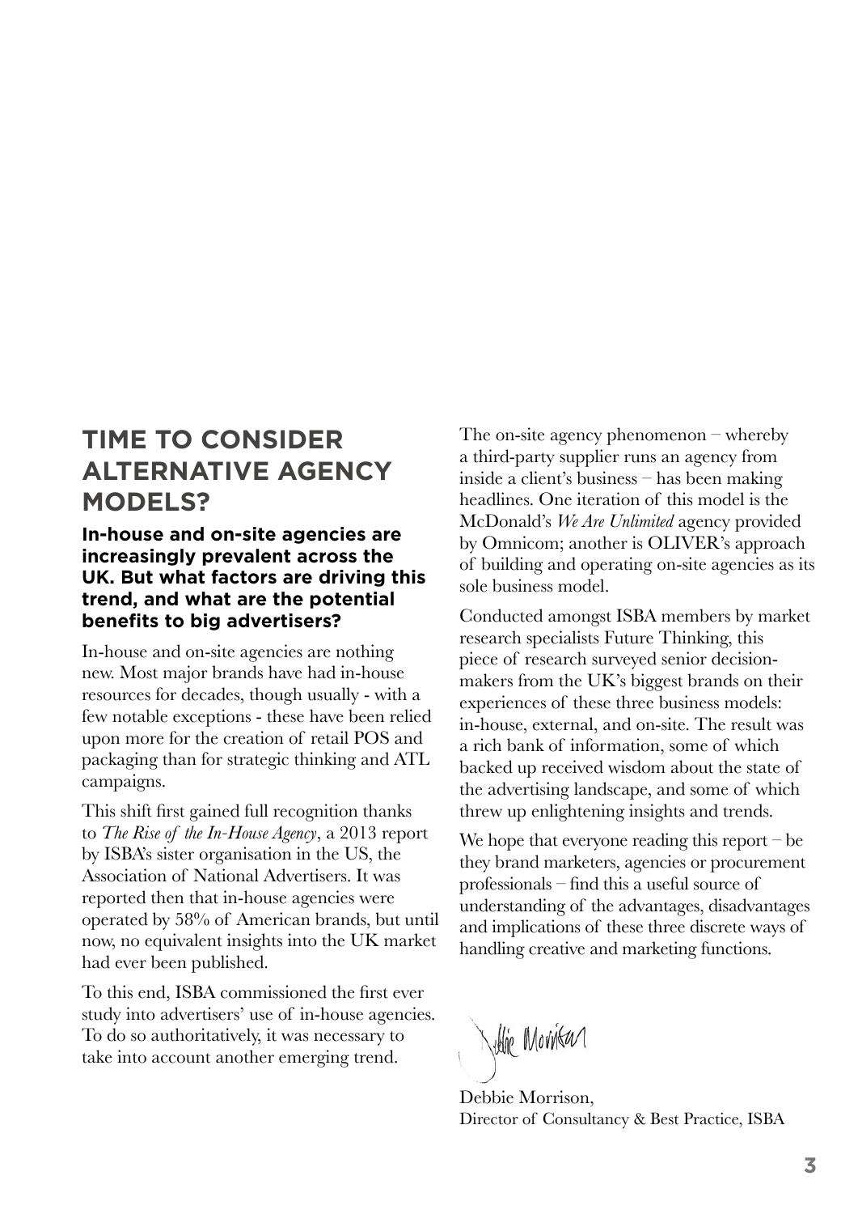## TIME TO CONSIDER ALTERNATIVE AGENCY MODELS?

**In-house and on-site agencies are increasingly prevalent across the UK. But what factors are driving this trend, and what are the potential benefits to big advertisers?**

In-house and on-site agencies are nothing new. Most major brands have had in-house resources for decades, though usually - with a few notable exceptions - these have been relied upon more for the creation of retail POS and packaging than for strategic thinking and ATL campaigns.

This shift first gained full recognition thanks to *The Rise of the In-House Agency*, a 2013 report by ISBA's sister organisation in the US, the Association of National Advertisers. It was reported then that in-house agencies were operated by 58% of American brands, but until now, no equivalent insights into the UK market had ever been published.

To this end, ISBA commissioned the first ever study into advertisers' use of in-house agencies. To do so authoritatively, it was necessary to take into account another emerging trend.

The on-site agency phenomenon – whereby a third-party supplier runs an agency from inside a client's business – has been making headlines. One iteration of this model is the McDonald's *We Are Unlimited* agency provided by Omnicom; another is OLIVER's approach of building and operating on-site agencies as its sole business model.

Conducted amongst ISBA members by market research specialists Future Thinking, this piece of research surveyed senior decision-makers from the UK's biggest brands on their experiences of these three business models: in-house, external, and on-site. The result was a rich bank of information, some of which backed up received wisdom about the state of the advertising landscape, and some of which threw up enlightening insights and trends.

We hope that everyone reading this report – be they brand marketers, agencies or procurement professionals – find this a useful source of understanding of the advantages, disadvantages and implications of these three discrete ways of handling creative and marketing functions.

Debbie Morrison,
Director of Consultancy & Best Practice, ISBA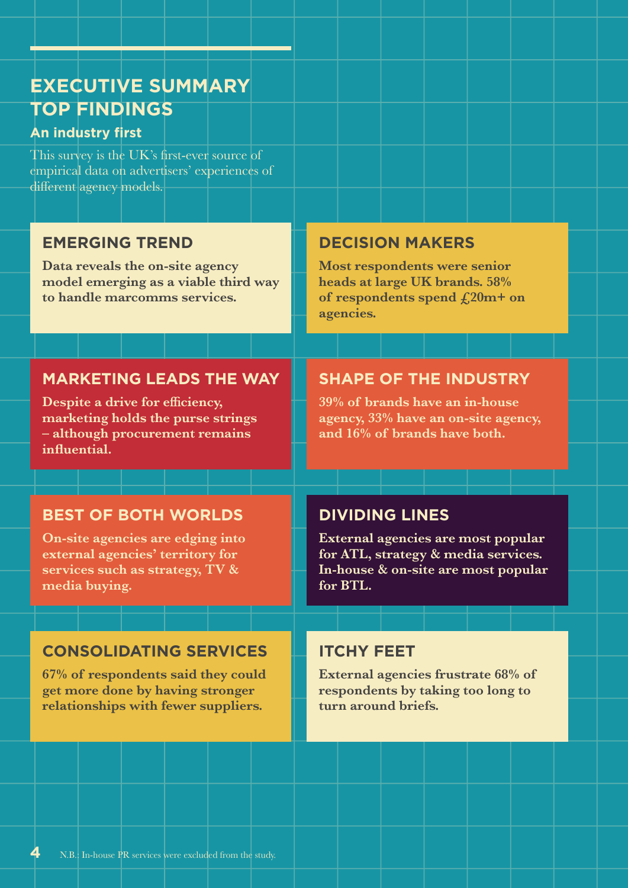# EXECUTIVE SUMMARY TOP FINDINGS

## An industry first

This survey is the UK's first-ever source of empirical data on advertisers' experiences of different agency models.

### EMERGING TREND

**Data reveals the on-site agency model emerging as a viable third way to handle marcomms services.**

### DECISION MAKERS

**Most respondents were senior heads at large UK brands. 58% of respondents spend £20m+ on agencies.**

### MARKETING LEADS THE WAY

**Despite a drive for efficiency, marketing holds the purse strings – although procurement remains influential.**

### SHAPE OF THE INDUSTRY

**39% of brands have an in-house agency, 33% have an on-site agency, and 16% of brands have both.**

### BEST OF BOTH WORLDS

**On-site agencies are edging into external agencies' territory for services such as strategy, TV & media buying.**

### DIVIDING LINES

**External agencies are most popular for ATL, strategy & media services. In-house & on-site are most popular for BTL.**

### CONSOLIDATING SERVICES

**67% of respondents said they could get more done by having stronger relationships with fewer suppliers.**

### ITCHY FEET

**External agencies frustrate 68% of respondents by taking too long to turn around briefs.**

N.B.: In-house PR services were excluded from the study.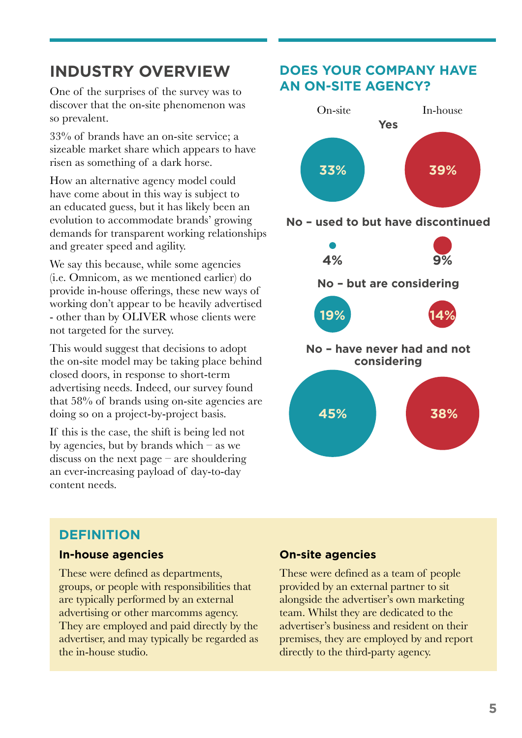## INDUSTRY OVERVIEW

One of the surprises of the survey was to discover that the on-site phenomenon was so prevalent.

33% of brands have an on-site service; a sizeable market share which appears to have risen as something of a dark horse.

How an alternative agency model could have come about in this way is subject to an educated guess, but it has likely been an evolution to accommodate brands' growing demands for transparent working relationships and greater speed and agility.

We say this because, while some agencies (i.e. Omnicom, as we mentioned earlier) do provide in-house offerings, these new ways of working don't appear to be heavily advertised - other than by OLIVER whose clients were not targeted for the survey.

This would suggest that decisions to adopt the on-site model may be taking place behind closed doors, in response to short-term advertising needs. Indeed, our survey found that 58% of brands using on-site agencies are doing so on a project-by-project basis.

If this is the case, the shift is being led not by agencies, but by brands which – as we discuss on the next page – are shouldering an ever-increasing payload of day-to-day content needs.

## DOES YOUR COMPANY HAVE AN ON-SITE AGENCY?

| | On-site | In-house |
|---|---|---|
| Yes | 33% | 39% |
| No – used to but have discontinued | 4% | 9% |
| No – but are considering | 19% | 14% |
| No – have never had and not considering | 45% | 38% |

## DEFINITION

### In-house agencies

These were defined as departments, groups, or people with responsibilities that are typically performed by an external advertising or other marcomms agency. They are employed and paid directly by the advertiser, and may typically be regarded as the in-house studio.

### On-site agencies

These were defined as a team of people provided by an external partner to sit alongside the advertiser's own marketing team. Whilst they are dedicated to the advertiser's business and resident on their premises, they are employed by and report directly to the third-party agency.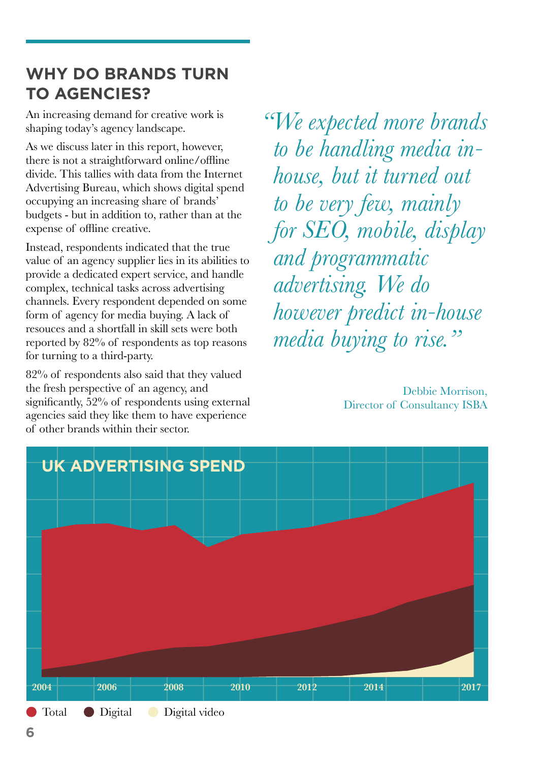## WHY DO BRANDS TURN TO AGENCIES?

An increasing demand for creative work is shaping today's agency landscape.

As we discuss later in this report, however, there is not a straightforward online/offline divide. This tallies with data from the Internet Advertising Bureau, which shows digital spend occupying an increasing share of brands' budgets - but in addition to, rather than at the expense of offline creative.

Instead, respondents indicated that the true value of an agency supplier lies in its abilities to provide a dedicated expert service, and handle complex, technical tasks across advertising channels. Every respondent depended on some form of agency for media buying. A lack of resouces and a shortfall in skill sets were both reported by 82% of respondents as top reasons for turning to a third-party.

82% of respondents also said that they valued the fresh perspective of an agency, and significantly, 52% of respondents using external agencies said they like them to have experience of other brands within their sector.

*"We expected more brands to be handling media in-house, but it turned out to be very few, mainly for SEO, mobile, display and programmatic advertising. We do however predict in-house media buying to rise."*

Debbie Morrison,
Director of Consultancy ISBA

**UK ADVERTISING SPEND**

2004 2006 2008 2010 2012 2014 2017

Total · Digital · Digital video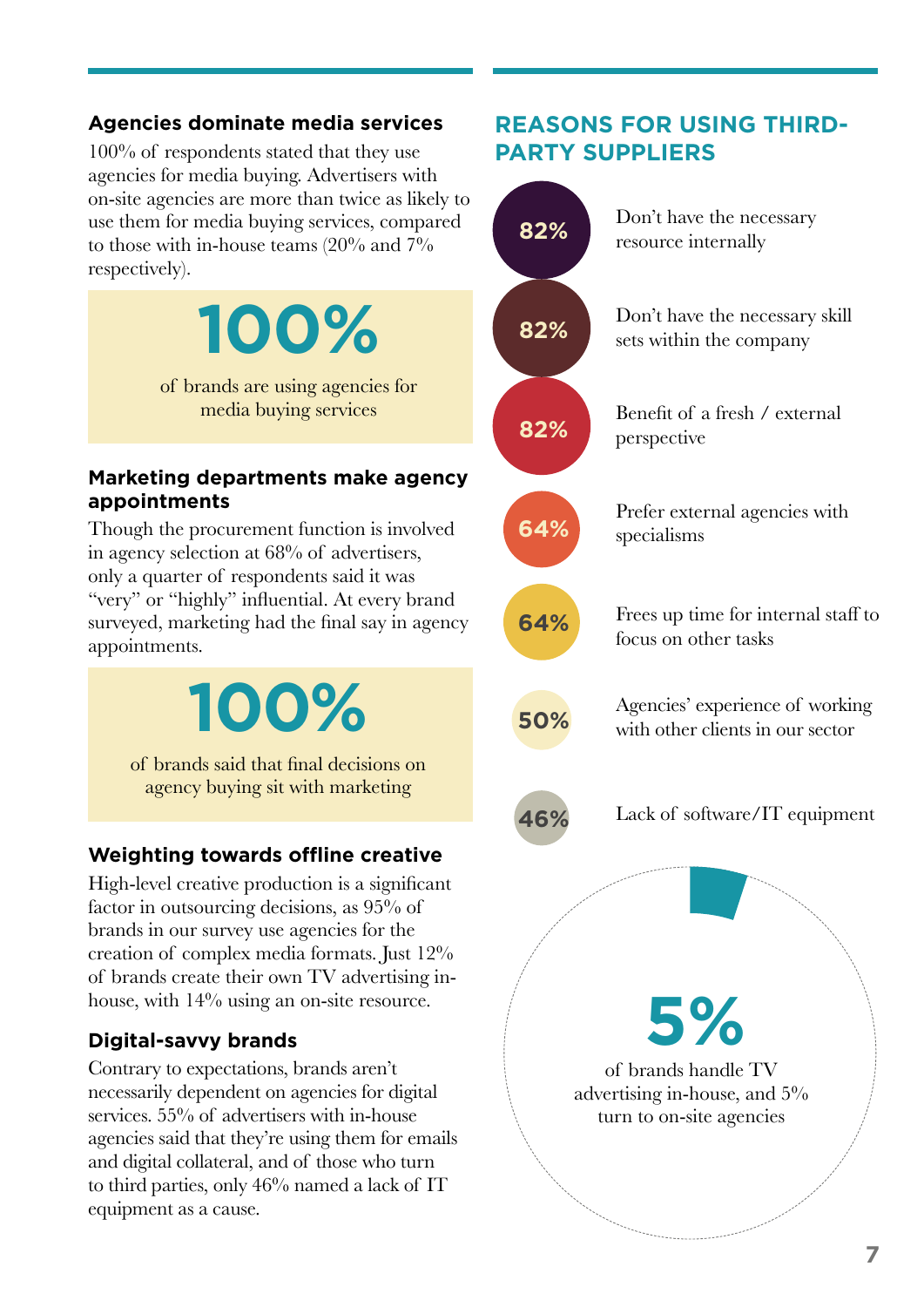### Agencies dominate media services

100% of respondents stated that they use agencies for media buying. Advertisers with on-site agencies are more than twice as likely to use them for media buying services, compared to those with in-house teams (20% and 7% respectively).

**100%**

of brands are using agencies for media buying services

### Marketing departments make agency appointments

Though the procurement function is involved in agency selection at 68% of advertisers, only a quarter of respondents said it was "very" or "highly" influential. At every brand surveyed, marketing had the final say in agency appointments.

**100%**

of brands said that final decisions on agency buying sit with marketing

### Weighting towards offline creative

High-level creative production is a significant factor in outsourcing decisions, as 95% of brands in our survey use agencies for the creation of complex media formats. Just 12% of brands create their own TV advertising in-house, with 14% using an on-site resource.

### Digital-savvy brands

Contrary to expectations, brands aren't necessarily dependent on agencies for digital services. 55% of advertisers with in-house agencies said that they're using them for emails and digital collateral, and of those who turn to third parties, only 46% named a lack of IT equipment as a cause.

## REASONS FOR USING THIRD-PARTY SUPPLIERS

- **82%** Don't have the necessary resource internally
- **82%** Don't have the necessary skill sets within the company
- **82%** Benefit of a fresh / external perspective
- **64%** Prefer external agencies with specialisms
- **64%** Frees up time for internal staff to focus on other tasks
- **50%** Agencies' experience of working with other clients in our sector
- **46%** Lack of software/IT equipment

**5%**

of brands handle TV advertising in-house, and 5% turn to on-site agencies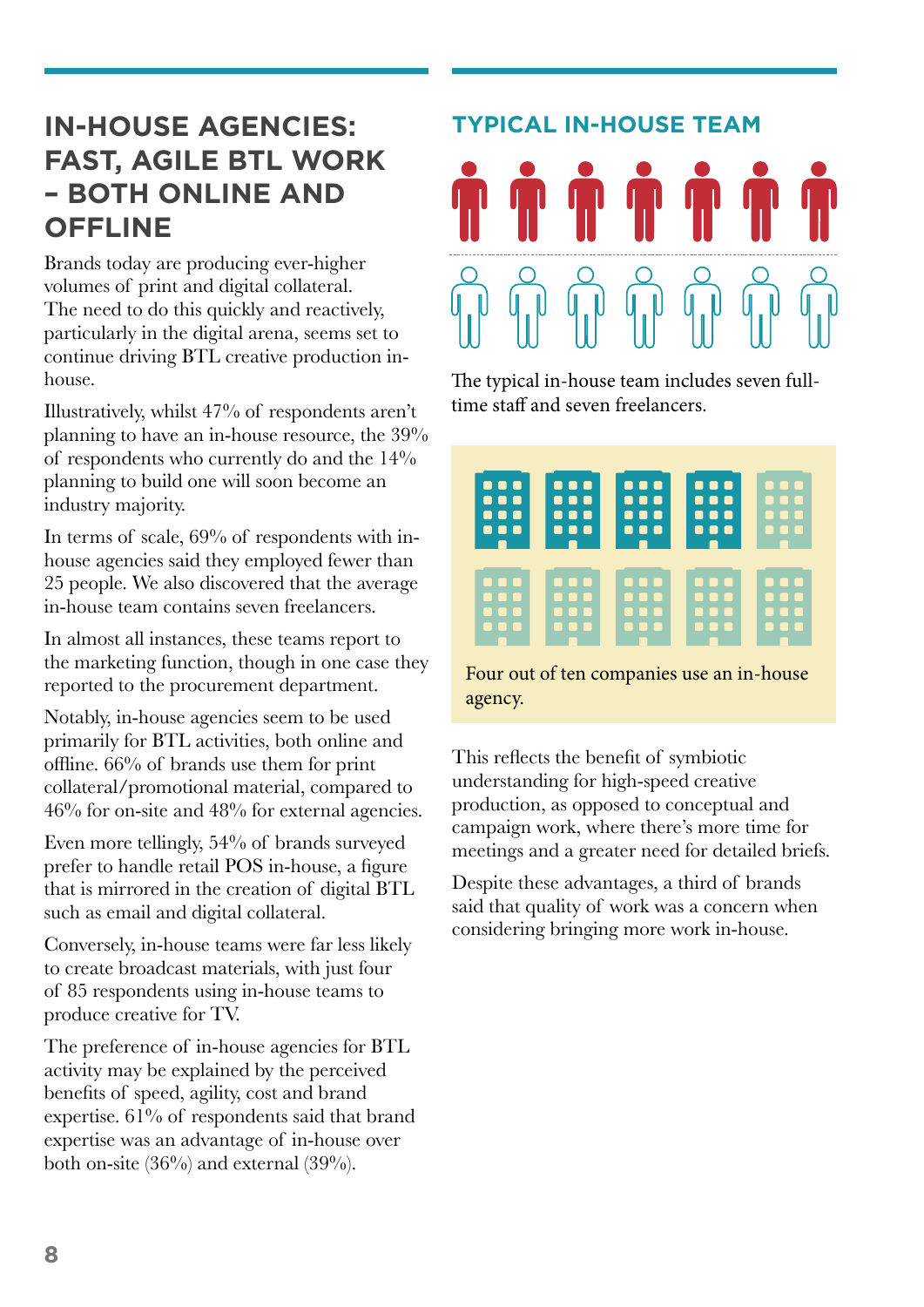## IN-HOUSE AGENCIES: FAST, AGILE BTL WORK – BOTH ONLINE AND OFFLINE

Brands today are producing ever-higher volumes of print and digital collateral. The need to do this quickly and reactively, particularly in the digital arena, seems set to continue driving BTL creative production in-house.

Illustratively, whilst 47% of respondents aren't planning to have an in-house resource, the 39% of respondents who currently do and the 14% planning to build one will soon become an industry majority.

In terms of scale, 69% of respondents with in-house agencies said they employed fewer than 25 people. We also discovered that the average in-house team contains seven freelancers.

In almost all instances, these teams report to the marketing function, though in one case they reported to the procurement department.

Notably, in-house agencies seem to be used primarily for BTL activities, both online and offline. 66% of brands use them for print collateral/promotional material, compared to 46% for on-site and 48% for external agencies.

Even more tellingly, 54% of brands surveyed prefer to handle retail POS in-house, a figure that is mirrored in the creation of digital BTL such as email and digital collateral.

Conversely, in-house teams were far less likely to create broadcast materials, with just four of 85 respondents using in-house teams to produce creative for TV.

The preference of in-house agencies for BTL activity may be explained by the perceived benefits of speed, agility, cost and brand expertise. 61% of respondents said that brand expertise was an advantage of in-house over both on-site (36%) and external (39%).

### TYPICAL IN-HOUSE TEAM

The typical in-house team includes seven full-time staff and seven freelancers.

Four out of ten companies use an in-house agency.

This reflects the benefit of symbiotic understanding for high-speed creative production, as opposed to conceptual and campaign work, where there's more time for meetings and a greater need for detailed briefs.

Despite these advantages, a third of brands said that quality of work was a concern when considering bringing more work in-house.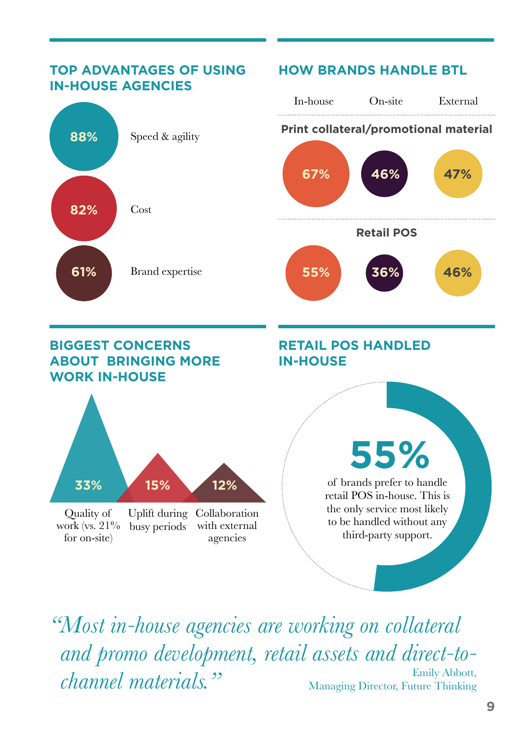## TOP ADVANTAGES OF USING IN-HOUSE AGENCIES

- **88%** Speed & agility
- **82%** Cost
- **61%** Brand expertise

## HOW BRANDS HANDLE BTL

| | In-house | On-site | External |
|---|---|---|---|
| **Print collateral/promotional material** | 67% | 46% | 47% |
| **Retail POS** | 55% | 36% | 46% |

## BIGGEST CONCERNS ABOUT BRINGING MORE WORK IN-HOUSE

- **33%** Quality of work (vs. 21% for on-site)
- **15%** Uplift during busy periods
- **12%** Collaboration with external agencies

## RETAIL POS HANDLED IN-HOUSE

**55%**

of brands prefer to handle retail POS in-house. This is the only service most likely to be handled without any third-party support.

*"Most in-house agencies are working on collateral and promo development, retail assets and direct-to-channel materials."*

Emily Abbott,
Managing Director, Future Thinking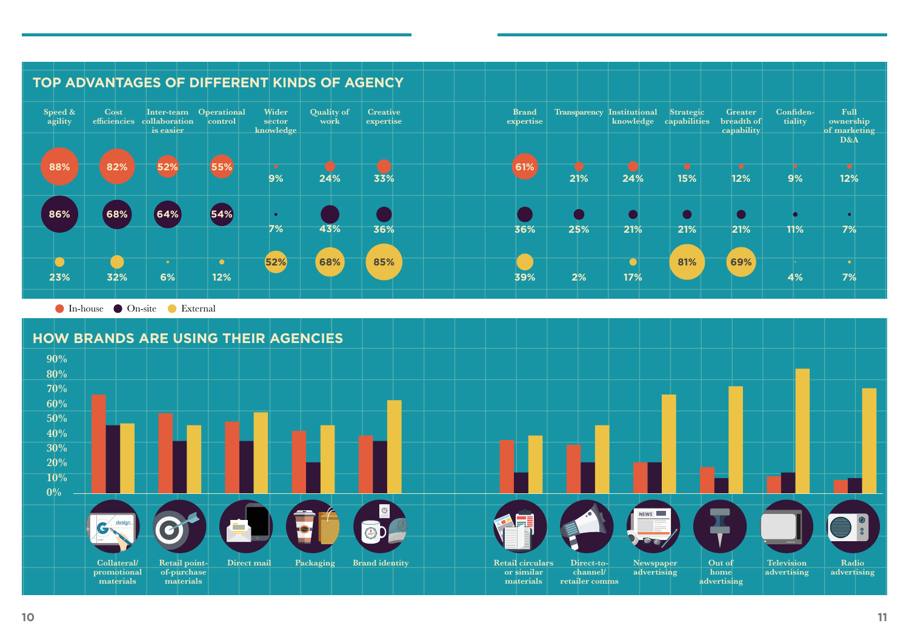## TOP ADVANTAGES OF DIFFERENT KINDS OF AGENCY

| | In-house | On-site | External |
|---|---|---|---|
| Speed & agility | 88% | 86% | 23% |
| Cost efficiencies | 82% | 68% | 32% |
| Inter-team collaboration is easier | 52% | 64% | 6% |
| Operational control | 55% | 54% | 12% |
| Wider sector knowledge | 9% | 7% | 52% |
| Quality of work | 24% | 43% | 68% |
| Creative expertise | 33% | 36% | 85% |
| Brand expertise | 61% | 36% | 39% |
| Transparency | 21% | 25% | 2% |
| Institutional knowledge | 24% | 21% | 17% |
| Strategic capabilities | 15% | 21% | 81% |
| Greater breadth of capability | 12% | 21% | 69% |
| Confiden-tiality | 9% | 11% | 4% |
| Full ownership of marketing D&A | 12% | 7% | 7% |

● In-house ● On-site ● External

## HOW BRANDS ARE USING THEIR AGENCIES

90%
80%
70%
60%
50%
40%
30%
20%
10%
0%

Collateral/ promotional materials · Retail point-of-purchase materials · Direct mail · Packaging · Brand identity · Retail circulars or similar materials · Direct-to-channel/ retailer comms · Newspaper advertising · Out of home advertising · Television advertising · Radio advertising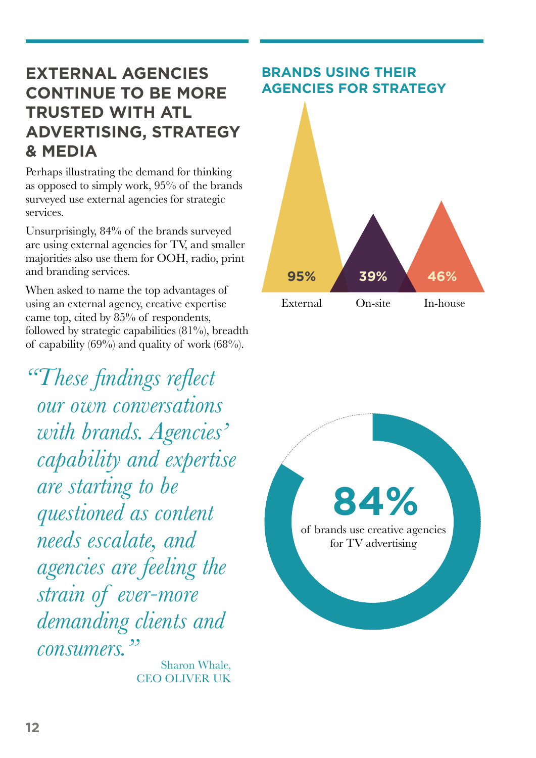## EXTERNAL AGENCIES CONTINUE TO BE MORE TRUSTED WITH ATL ADVERTISING, STRATEGY & MEDIA

Perhaps illustrating the demand for thinking as opposed to simply work, 95% of the brands surveyed use external agencies for strategic services.

Unsurprisingly, 84% of the brands surveyed are using external agencies for TV, and smaller majorities also use them for OOH, radio, print and branding services.

When asked to name the top advantages of using an external agency, creative expertise came top, cited by 85% of respondents, followed by strategic capabilities (81%), breadth of capability (69%) and quality of work (68%).

*"These findings reflect our own conversations with brands. Agencies' capability and expertise are starting to be questioned as content needs escalate, and agencies are feeling the strain of ever-more demanding clients and consumers."*

Sharon Whale,
CEO OLIVER UK

### BRANDS USING THEIR AGENCIES FOR STRATEGY

| External | On-site | In-house |
|---|---|---|
| 95% | 39% | 46% |

**84%**
of brands use creative agencies for TV advertising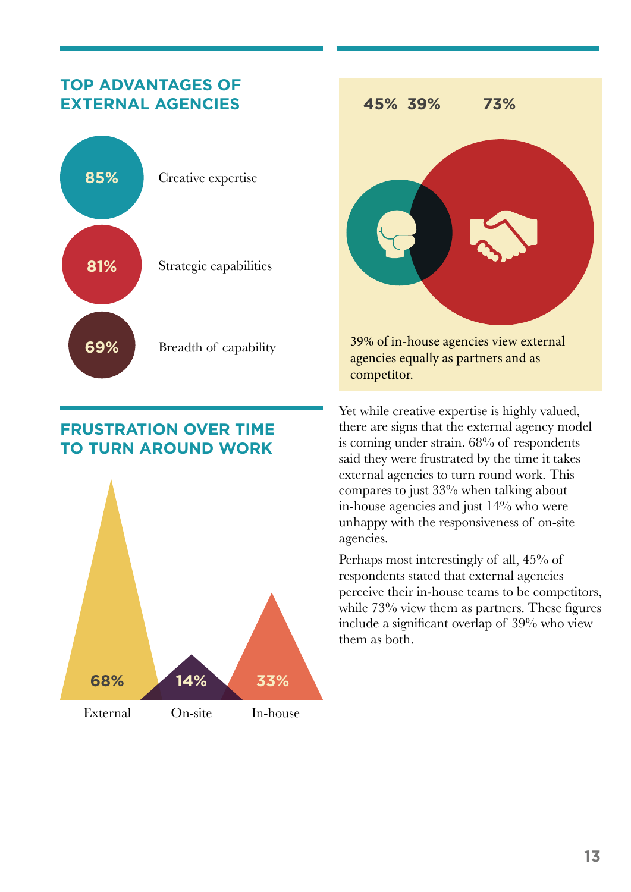## TOP ADVANTAGES OF EXTERNAL AGENCIES

85% Creative expertise

81% Strategic capabilities

69% Breadth of capability

## FRUSTRATION OVER TIME TO TURN AROUND WORK

| External | On-site | In-house |
|---|---|---|
| 68% | 14% | 33% |

45% 39% 73%

39% of in-house agencies view external agencies equally as partners and as competitor.

Yet while creative expertise is highly valued, there are signs that the external agency model is coming under strain. 68% of respondents said they were frustrated by the time it takes external agencies to turn round work. This compares to just 33% when talking about in-house agencies and just 14% who were unhappy with the responsiveness of on-site agencies.

Perhaps most interestingly of all, 45% of respondents stated that external agencies perceive their in-house teams to be competitors, while 73% view them as partners. These figures include a significant overlap of 39% who view them as both.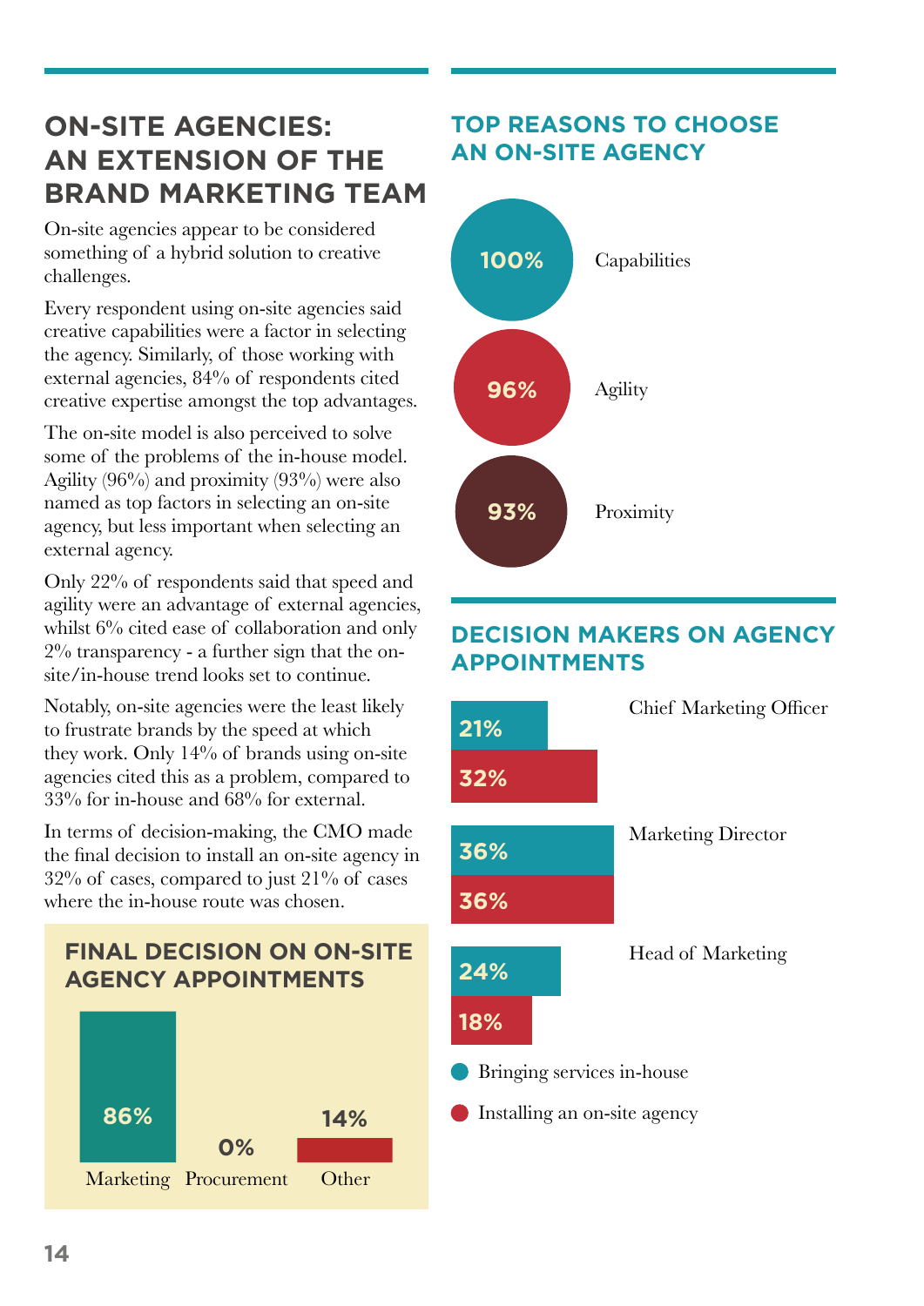## ON-SITE AGENCIES: AN EXTENSION OF THE BRAND MARKETING TEAM

On-site agencies appear to be considered something of a hybrid solution to creative challenges.

Every respondent using on-site agencies said creative capabilities were a factor in selecting the agency. Similarly, of those working with external agencies, 84% of respondents cited creative expertise amongst the top advantages.

The on-site model is also perceived to solve some of the problems of the in-house model. Agility (96%) and proximity (93%) were also named as top factors in selecting an on-site agency, but less important when selecting an external agency.

Only 22% of respondents said that speed and agility were an advantage of external agencies, whilst 6% cited ease of collaboration and only 2% transparency - a further sign that the on-site/in-house trend looks set to continue.

Notably, on-site agencies were the least likely to frustrate brands by the speed at which they work. Only 14% of brands using on-site agencies cited this as a problem, compared to 33% for in-house and 68% for external.

In terms of decision-making, the CMO made the final decision to install an on-site agency in 32% of cases, compared to just 21% of cases where the in-house route was chosen.

### FINAL DECISION ON ON-SITE AGENCY APPOINTMENTS

| Marketing | Procurement | Other |
|---|---|---|
| 86% | 0% | 14% |

### TOP REASONS TO CHOOSE AN ON-SITE AGENCY

| Reason | % |
|---|---|
| Capabilities | 100% |
| Agility | 96% |
| Proximity | 93% |

### DECISION MAKERS ON AGENCY APPOINTMENTS

| | Bringing services in-house | Installing an on-site agency |
|---|---|---|
| Chief Marketing Officer | 21% | 32% |
| Marketing Director | 36% | 36% |
| Head of Marketing | 24% | 18% |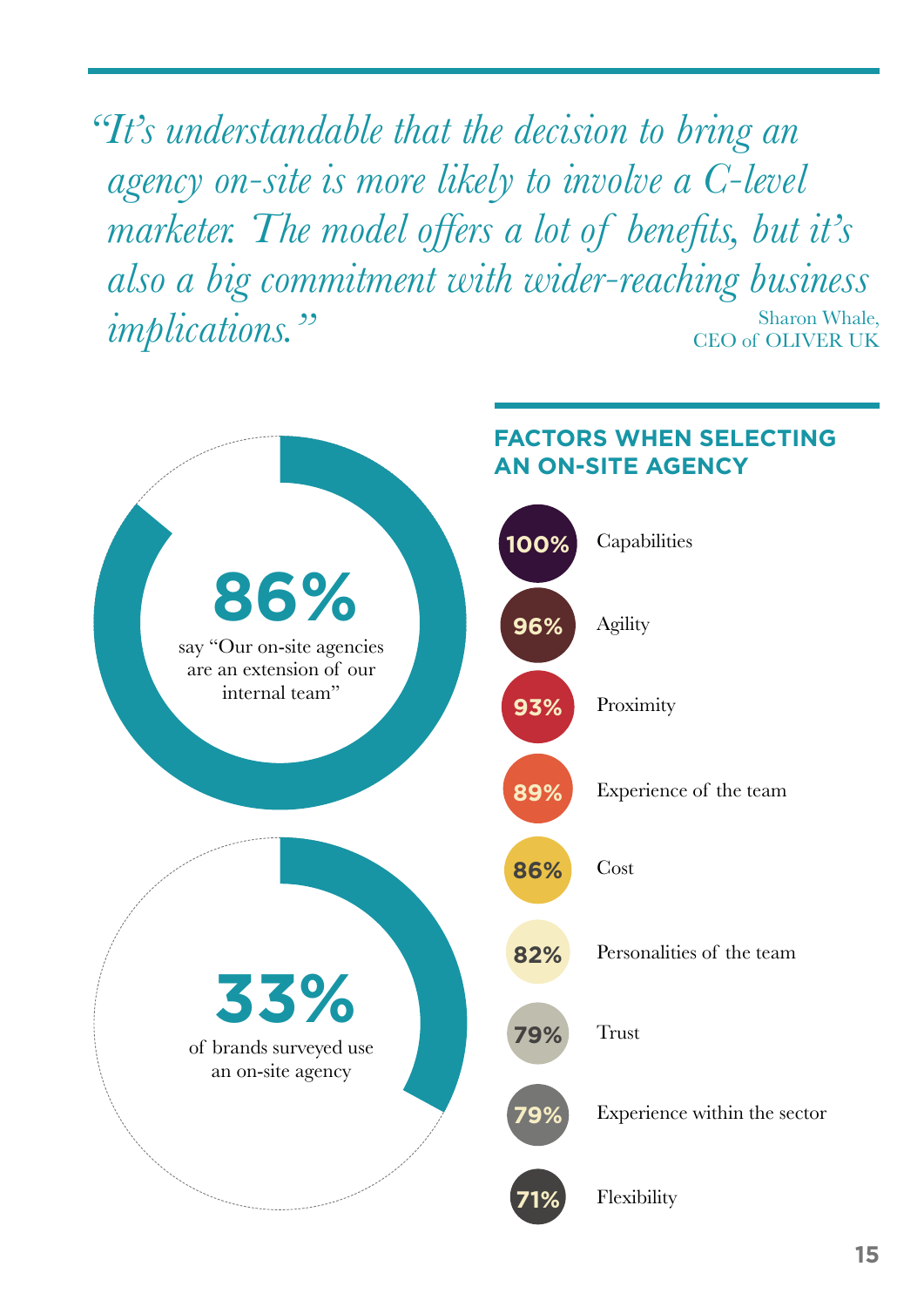*"It's understandable that the decision to bring an agency on-site is more likely to involve a C-level marketer. The model offers a lot of benefits, but it's also a big commitment with wider-reaching business implications."*

Sharon Whale,
CEO of OLIVER UK

**86%**
say "Our on-site agencies are an extension of our internal team"

**33%**
of brands surveyed use an on-site agency

## FACTORS WHEN SELECTING AN ON-SITE AGENCY

- **100%** Capabilities
- **96%** Agility
- **93%** Proximity
- **89%** Experience of the team
- **86%** Cost
- **82%** Personalities of the team
- **79%** Trust
- **79%** Experience within the sector
- **71%** Flexibility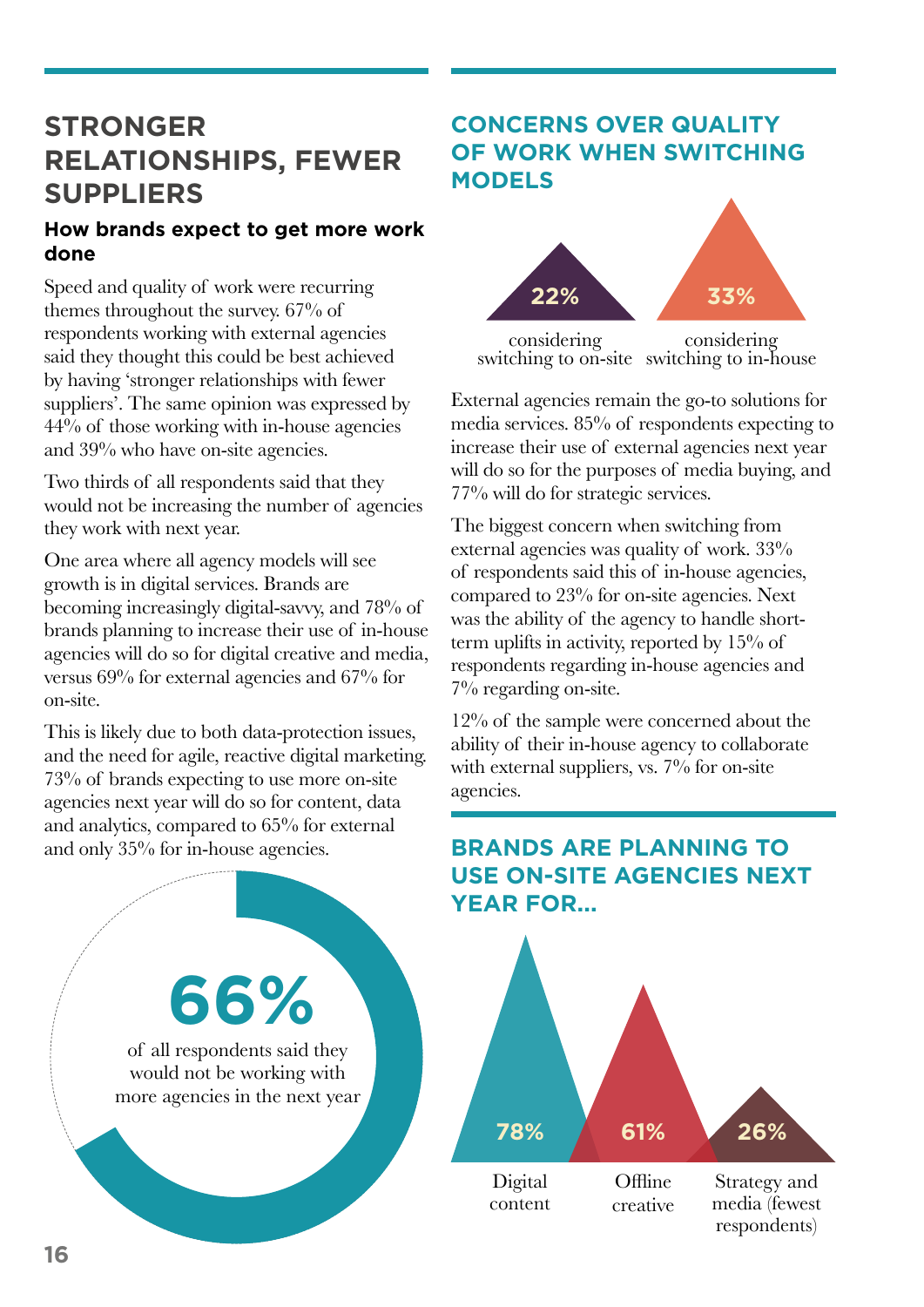## STRONGER RELATIONSHIPS, FEWER SUPPLIERS

### How brands expect to get more work done

Speed and quality of work were recurring themes throughout the survey. 67% of respondents working with external agencies said they thought this could be best achieved by having 'stronger relationships with fewer suppliers'. The same opinion was expressed by 44% of those working with in-house agencies and 39% who have on-site agencies.

Two thirds of all respondents said that they would not be increasing the number of agencies they work with next year.

One area where all agency models will see growth is in digital services. Brands are becoming increasingly digital-savvy, and 78% of brands planning to increase their use of in-house agencies will do so for digital creative and media, versus 69% for external agencies and 67% for on-site.

This is likely due to both data-protection issues, and the need for agile, reactive digital marketing. 73% of brands expecting to use more on-site agencies next year will do so for content, data and analytics, compared to 65% for external and only 35% for in-house agencies.

**66%**

of all respondents said they would not be working with more agencies in the next year

## CONCERNS OVER QUALITY OF WORK WHEN SWITCHING MODELS

**22%** considering switching to on-site

**33%** considering switching to in-house

External agencies remain the go-to solutions for media services. 85% of respondents expecting to increase their use of external agencies next year will do so for the purposes of media buying, and 77% will do for strategic services.

The biggest concern when switching from external agencies was quality of work. 33% of respondents said this of in-house agencies, compared to 23% for on-site agencies. Next was the ability of the agency to handle short-term uplifts in activity, reported by 15% of respondents regarding in-house agencies and 7% regarding on-site.

12% of the sample were concerned about the ability of their in-house agency to collaborate with external suppliers, vs. 7% for on-site agencies.

## BRANDS ARE PLANNING TO USE ON-SITE AGENCIES NEXT YEAR FOR...

**78%** Digital content

**61%** Offline creative

**26%** Strategy and media (fewest respondents)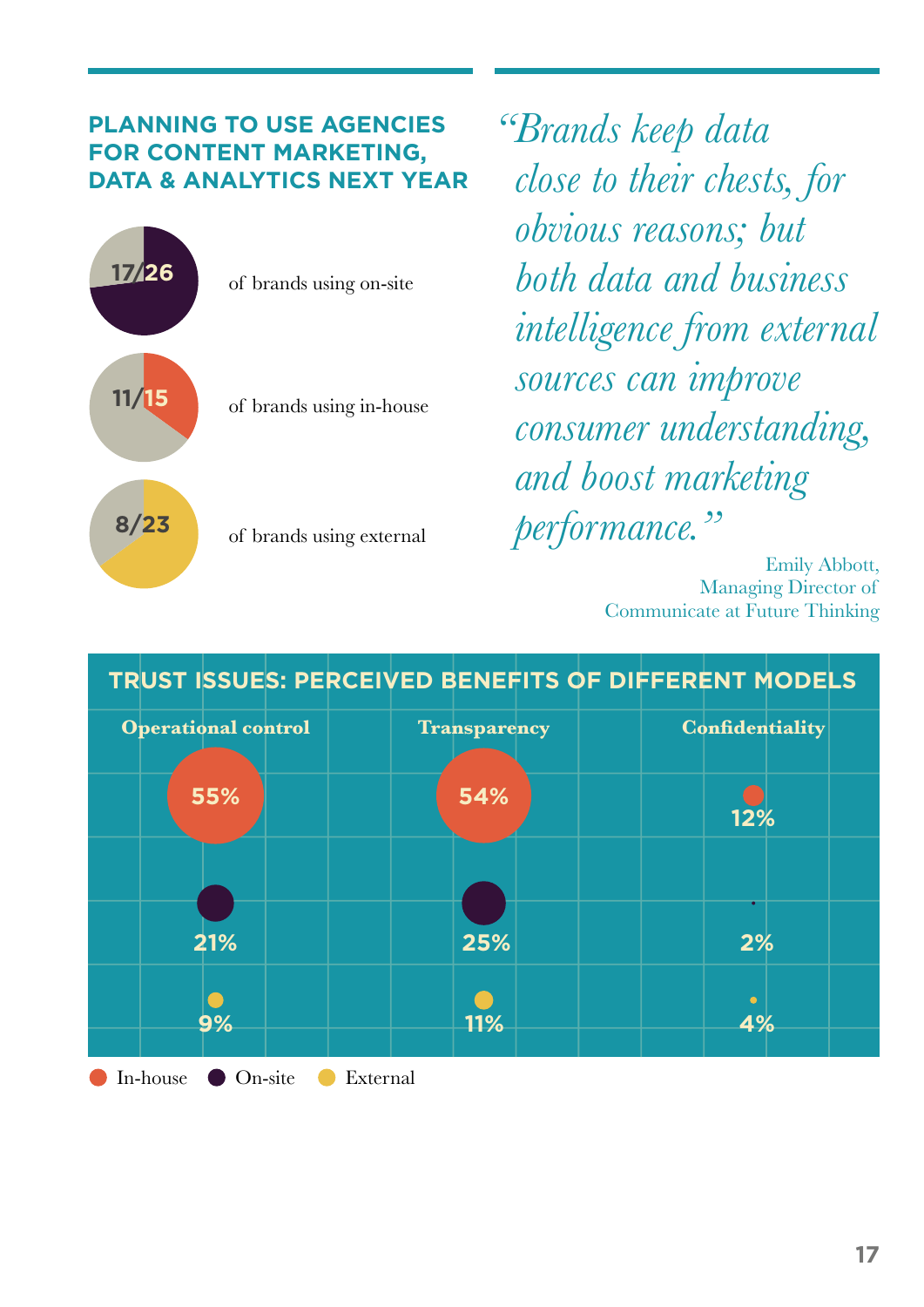## PLANNING TO USE AGENCIES FOR CONTENT MARKETING, DATA & ANALYTICS NEXT YEAR

**17/26** of brands using on-site

**11/15** of brands using in-house

**8/23** of brands using external

*"Brands keep data close to their chests, for obvious reasons; but both data and business intelligence from external sources can improve consumer understanding, and boost marketing performance."*

Emily Abbott,
Managing Director of
Communicate at Future Thinking

## TRUST ISSUES: PERCEIVED BENEFITS OF DIFFERENT MODELS

| | Operational control | Transparency | Confidentiality |
|---|---|---|---|
| In-house | 55% | 54% | 12% |
| On-site | 21% | 25% | 2% |
| External | 9% | 11% | 4% |

In-house · On-site · External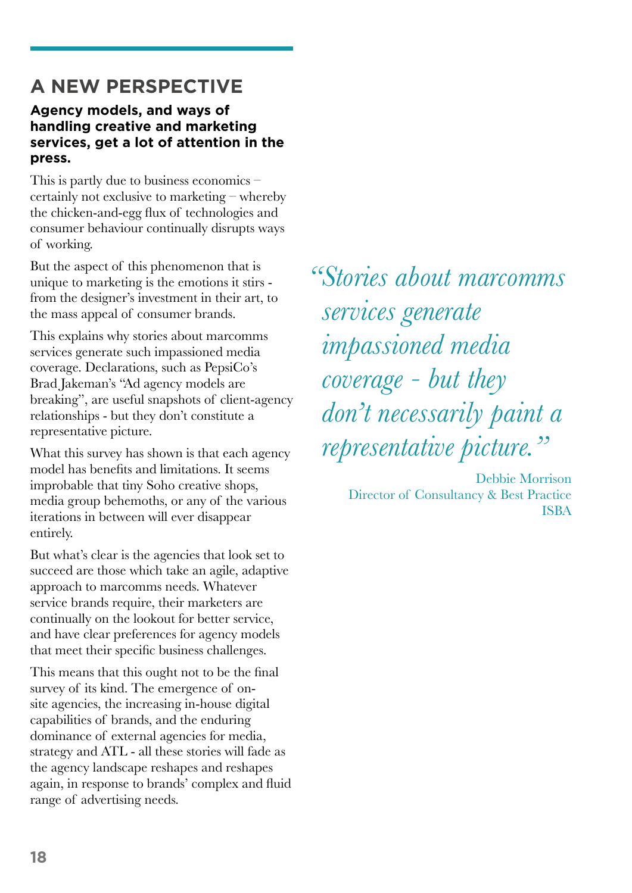## A NEW PERSPECTIVE

**Agency models, and ways of handling creative and marketing services, get a lot of attention in the press.**

This is partly due to business economics – certainly not exclusive to marketing – whereby the chicken-and-egg flux of technologies and consumer behaviour continually disrupts ways of working.

But the aspect of this phenomenon that is unique to marketing is the emotions it stirs - from the designer's investment in their art, to the mass appeal of consumer brands.

This explains why stories about marcomms services generate such impassioned media coverage. Declarations, such as PepsiCo's Brad Jakeman's "Ad agency models are breaking", are useful snapshots of client-agency relationships - but they don't constitute a representative picture.

What this survey has shown is that each agency model has benefits and limitations. It seems improbable that tiny Soho creative shops, media group behemoths, or any of the various iterations in between will ever disappear entirely.

But what's clear is the agencies that look set to succeed are those which take an agile, adaptive approach to marcomms needs. Whatever service brands require, their marketers are continually on the lookout for better service, and have clear preferences for agency models that meet their specific business challenges.

This means that this ought not to be the final survey of its kind. The emergence of on-site agencies, the increasing in-house digital capabilities of brands, and the enduring dominance of external agencies for media, strategy and ATL - all these stories will fade as the agency landscape reshapes and reshapes again, in response to brands' complex and fluid range of advertising needs.

> *"Stories about marcomms services generate impassioned media coverage - but they don't necessarily paint a representative picture."*
>
> Debbie Morrison
> Director of Consultancy & Best Practice
> ISBA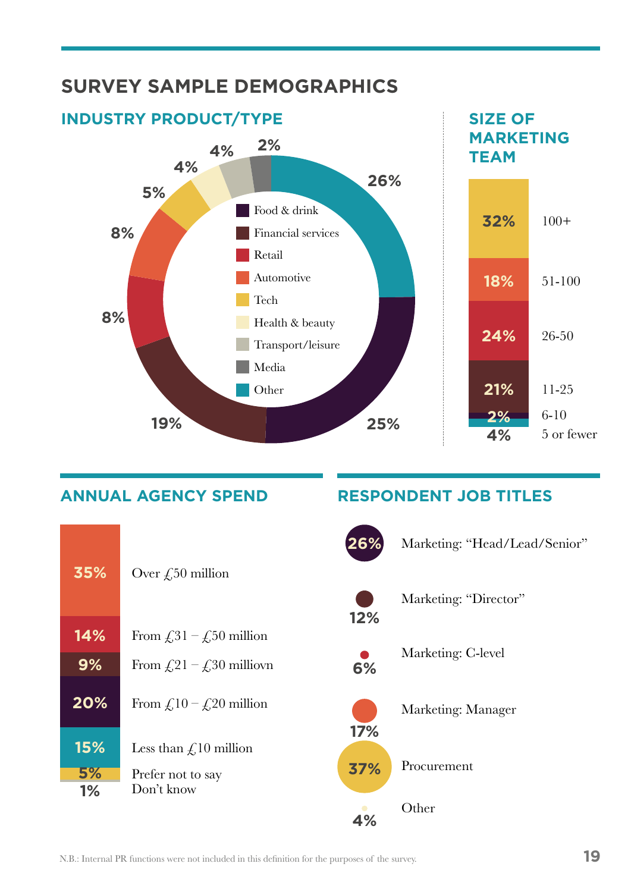# SURVEY SAMPLE DEMOGRAPHICS

## INDUSTRY PRODUCT/TYPE

| Industry | % |
|---|---|
| Food & drink | 25% |
| Financial services | 19% |
| Retail | 8% |
| Automotive | 8% |
| Tech | 5% |
| Health & beauty | 4% |
| Transport/leisure | 4% |
| Media | 2% |
| Other | 26% |

## SIZE OF MARKETING TEAM

| Team size | % |
|---|---|
| 100+ | 32% |
| 51-100 | 18% |
| 26-50 | 24% |
| 11-25 | 21% |
| 6-10 | 2% |
| 5 or fewer | 4% |

## ANNUAL AGENCY SPEND

| Spend | % |
|---|---|
| Over £50 million | 35% |
| From £31 – £50 million | 14% |
| From £21 – £30 milliovn | 9% |
| From £10 – £20 million | 20% |
| Less than £10 million | 15% |
| Prefer not to say | 5% |
| Don't know | 1% |

## RESPONDENT JOB TITLES

| Job title | % |
|---|---|
| Marketing: "Head/Lead/Senior" | 26% |
| Marketing: "Director" | 12% |
| Marketing: C-level | 6% |
| Marketing: Manager | 17% |
| Procurement | 37% |
| Other | 4% |

N.B.: Internal PR functions were not included in this definition for the purposes of the survey.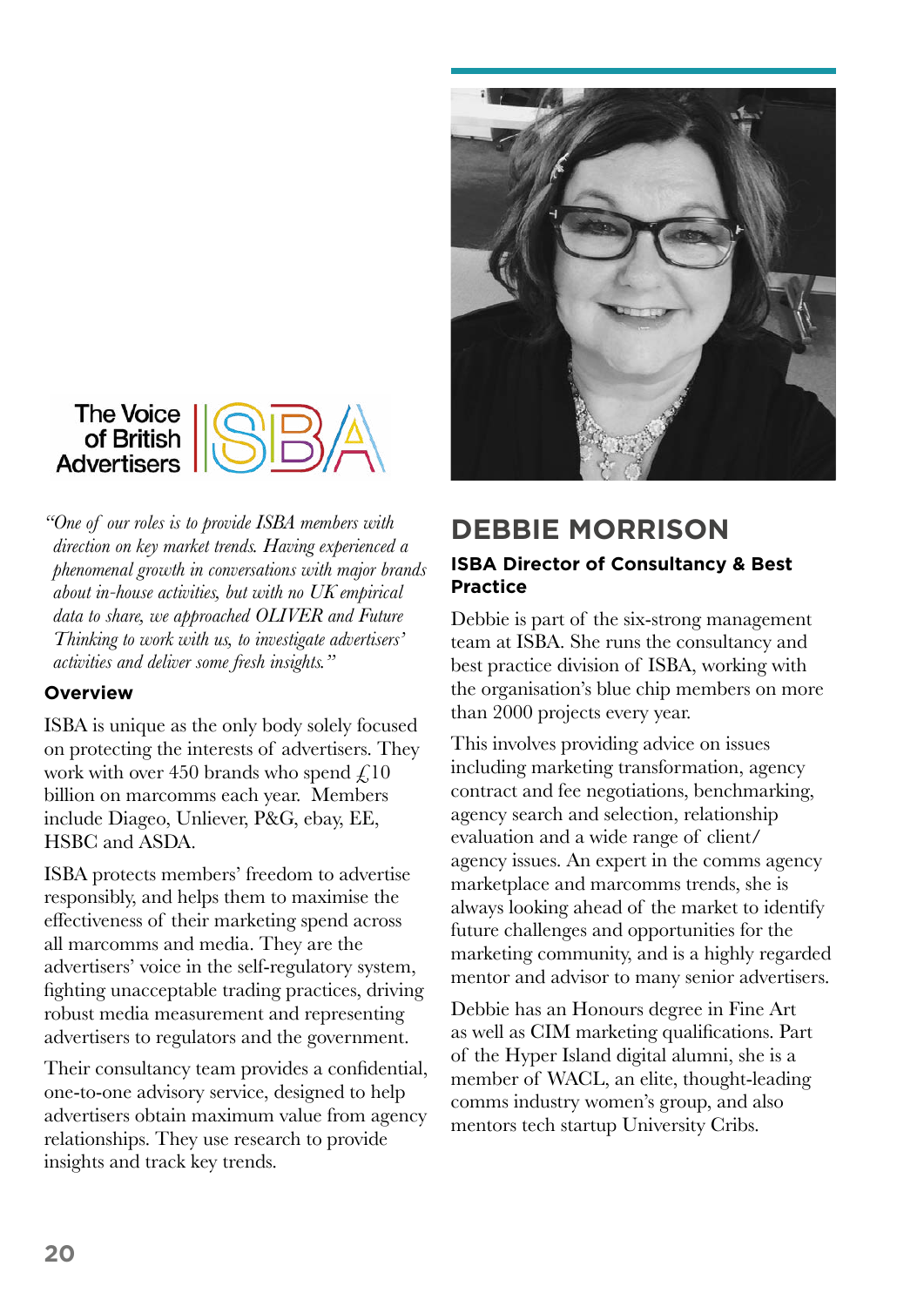The Voice of British Advertisers | ISBA

*"One of our roles is to provide ISBA members with direction on key market trends. Having experienced a phenomenal growth in conversations with major brands about in-house activities, but with no UK empirical data to share, we approached OLIVER and Future Thinking to work with us, to investigate advertisers' activities and deliver some fresh insights."*

**Overview**

ISBA is unique as the only body solely focused on protecting the interests of advertisers. They work with over 450 brands who spend £10 billion on marcomms each year. Members include Diageo, Unliever, P&G, ebay, EE, HSBC and ASDA.

ISBA protects members' freedom to advertise responsibly, and helps them to maximise the effectiveness of their marketing spend across all marcomms and media. They are the advertisers' voice in the self-regulatory system, fighting unacceptable trading practices, driving robust media measurement and representing advertisers to regulators and the government.

Their consultancy team provides a confidential, one-to-one advisory service, designed to help advertisers obtain maximum value from agency relationships. They use research to provide insights and track key trends.

## DEBBIE MORRISON

**ISBA Director of Consultancy & Best Practice**

Debbie is part of the six-strong management team at ISBA. She runs the consultancy and best practice division of ISBA, working with the organisation's blue chip members on more than 2000 projects every year.

This involves providing advice on issues including marketing transformation, agency contract and fee negotiations, benchmarking, agency search and selection, relationship evaluation and a wide range of client/agency issues. An expert in the comms agency marketplace and marcomms trends, she is always looking ahead of the market to identify future challenges and opportunities for the marketing community, and is a highly regarded mentor and advisor to many senior advertisers.

Debbie has an Honours degree in Fine Art as well as CIM marketing qualifications. Part of the Hyper Island digital alumni, she is a member of WACL, an elite, thought-leading comms industry women's group, and also mentors tech startup University Cribs.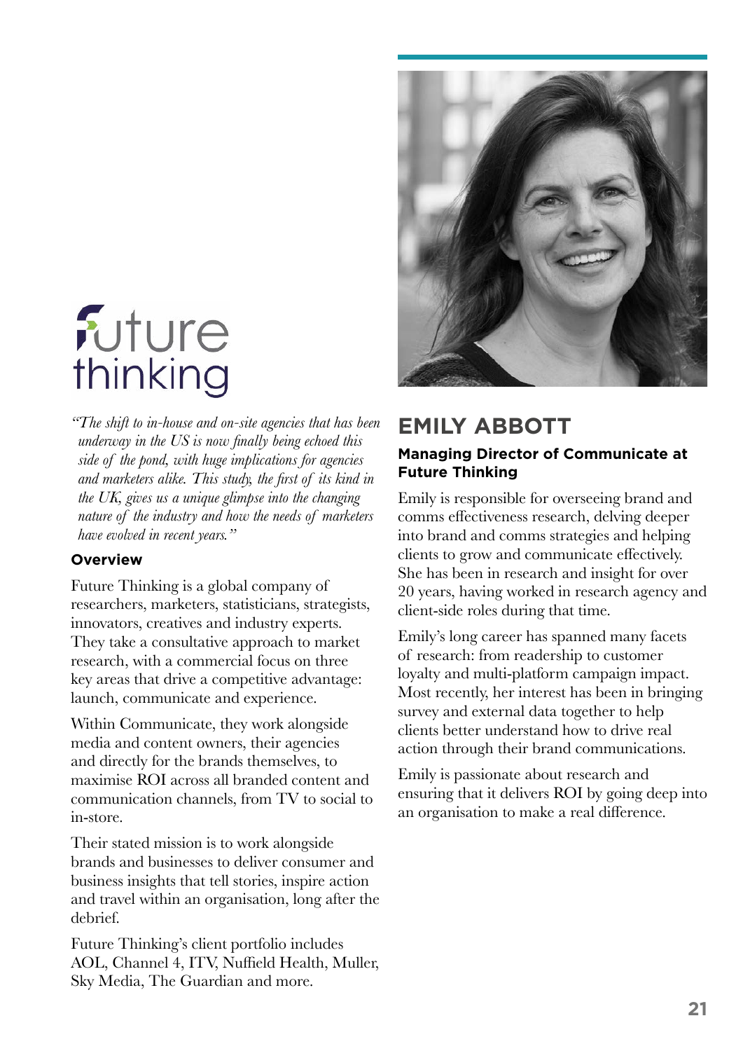future thinking

*"The shift to in-house and on-site agencies that has been underway in the US is now finally being echoed this side of the pond, with huge implications for agencies and marketers alike. This study, the first of its kind in the UK, gives us a unique glimpse into the changing nature of the industry and how the needs of marketers have evolved in recent years."*

### Overview

Future Thinking is a global company of researchers, marketers, statisticians, strategists, innovators, creatives and industry experts. They take a consultative approach to market research, with a commercial focus on three key areas that drive a competitive advantage: launch, communicate and experience.

Within Communicate, they work alongside media and content owners, their agencies and directly for the brands themselves, to maximise ROI across all branded content and communication channels, from TV to social to in-store.

Their stated mission is to work alongside brands and businesses to deliver consumer and business insights that tell stories, inspire action and travel within an organisation, long after the debrief.

Future Thinking's client portfolio includes AOL, Channel 4, ITV, Nuffield Health, Muller, Sky Media, The Guardian and more.

## EMILY ABBOTT

**Managing Director of Communicate at Future Thinking**

Emily is responsible for overseeing brand and comms effectiveness research, delving deeper into brand and comms strategies and helping clients to grow and communicate effectively. She has been in research and insight for over 20 years, having worked in research agency and client-side roles during that time.

Emily's long career has spanned many facets of research: from readership to customer loyalty and multi-platform campaign impact. Most recently, her interest has been in bringing survey and external data together to help clients better understand how to drive real action through their brand communications.

Emily is passionate about research and ensuring that it delivers ROI by going deep into an organisation to make a real difference.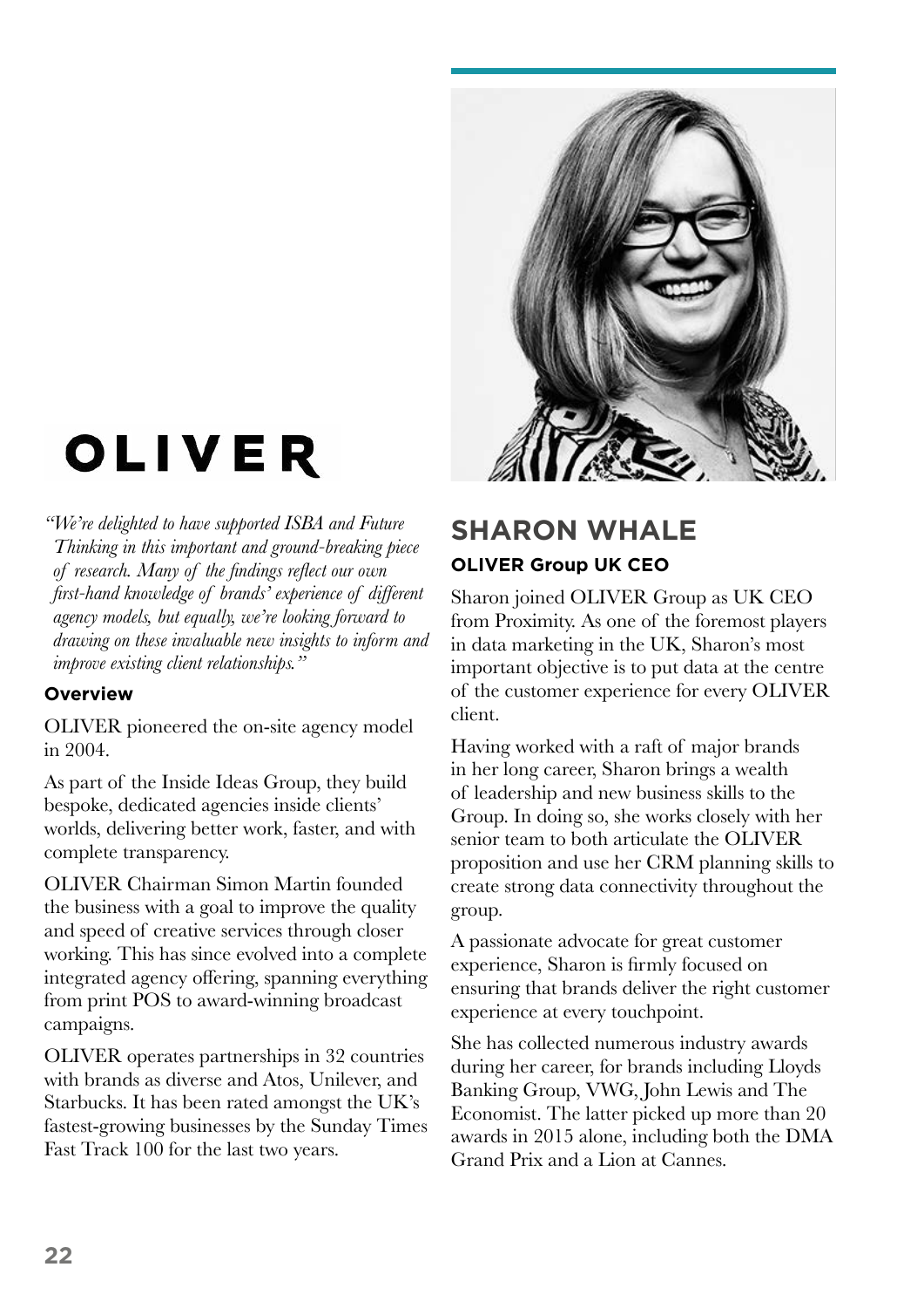# OLIVER

*"We're delighted to have supported ISBA and Future Thinking in this important and ground-breaking piece of research. Many of the findings reflect our own first-hand knowledge of brands' experience of different agency models, but equally, we're looking forward to drawing on these invaluable new insights to inform and improve existing client relationships."*

### Overview

OLIVER pioneered the on-site agency model in 2004.

As part of the Inside Ideas Group, they build bespoke, dedicated agencies inside clients' worlds, delivering better work, faster, and with complete transparency.

OLIVER Chairman Simon Martin founded the business with a goal to improve the quality and speed of creative services through closer working. This has since evolved into a complete integrated agency offering, spanning everything from print POS to award-winning broadcast campaigns.

OLIVER operates partnerships in 32 countries with brands as diverse and Atos, Unilever, and Starbucks. It has been rated amongst the UK's fastest-growing businesses by the Sunday Times Fast Track 100 for the last two years.

## SHARON WHALE

### OLIVER Group UK CEO

Sharon joined OLIVER Group as UK CEO from Proximity. As one of the foremost players in data marketing in the UK, Sharon's most important objective is to put data at the centre of the customer experience for every OLIVER client.

Having worked with a raft of major brands in her long career, Sharon brings a wealth of leadership and new business skills to the Group. In doing so, she works closely with her senior team to both articulate the OLIVER proposition and use her CRM planning skills to create strong data connectivity throughout the group.

A passionate advocate for great customer experience, Sharon is firmly focused on ensuring that brands deliver the right customer experience at every touchpoint.

She has collected numerous industry awards during her career, for brands including Lloyds Banking Group, VWG, John Lewis and The Economist. The latter picked up more than 20 awards in 2015 alone, including both the DMA Grand Prix and a Lion at Cannes.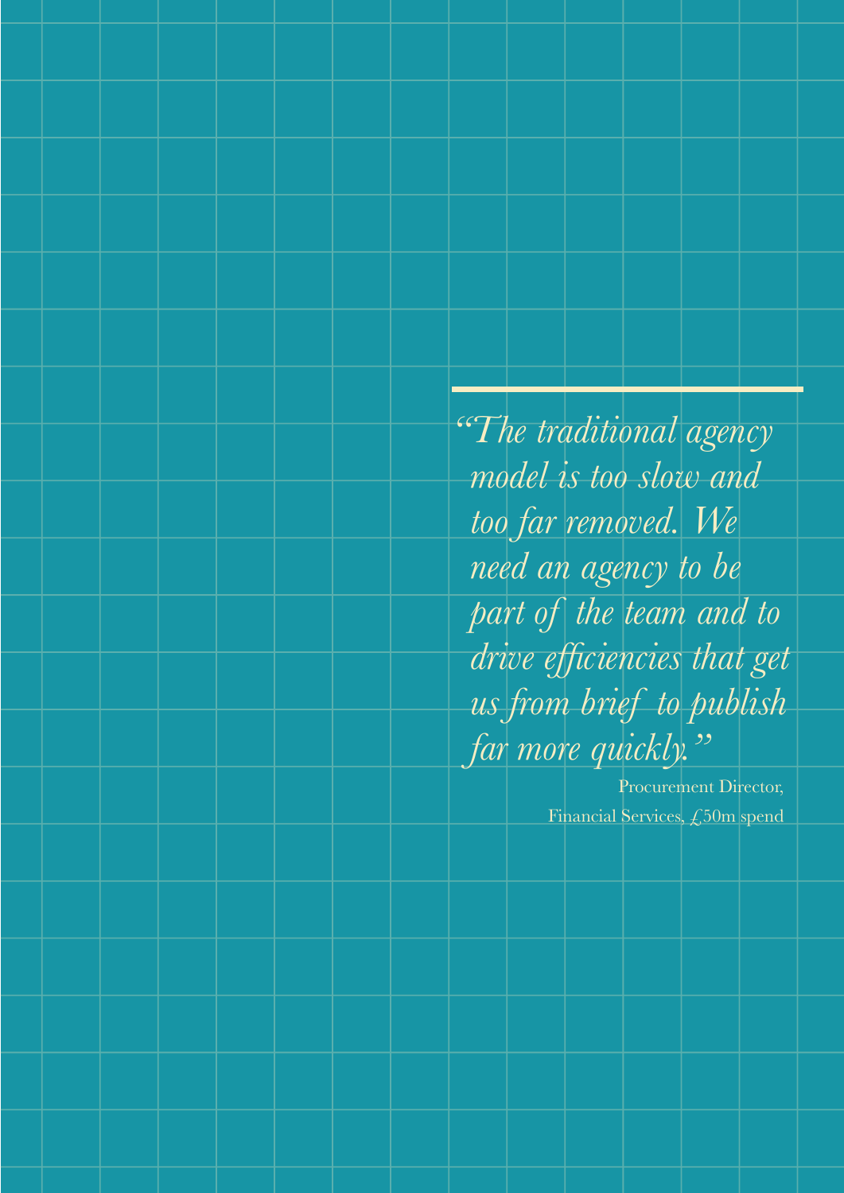*"The traditional agency model is too slow and too far removed. We need an agency to be part of the team and to drive efficiencies that get us from brief to publish far more quickly."*

Procurement Director,
Financial Services, £50m spend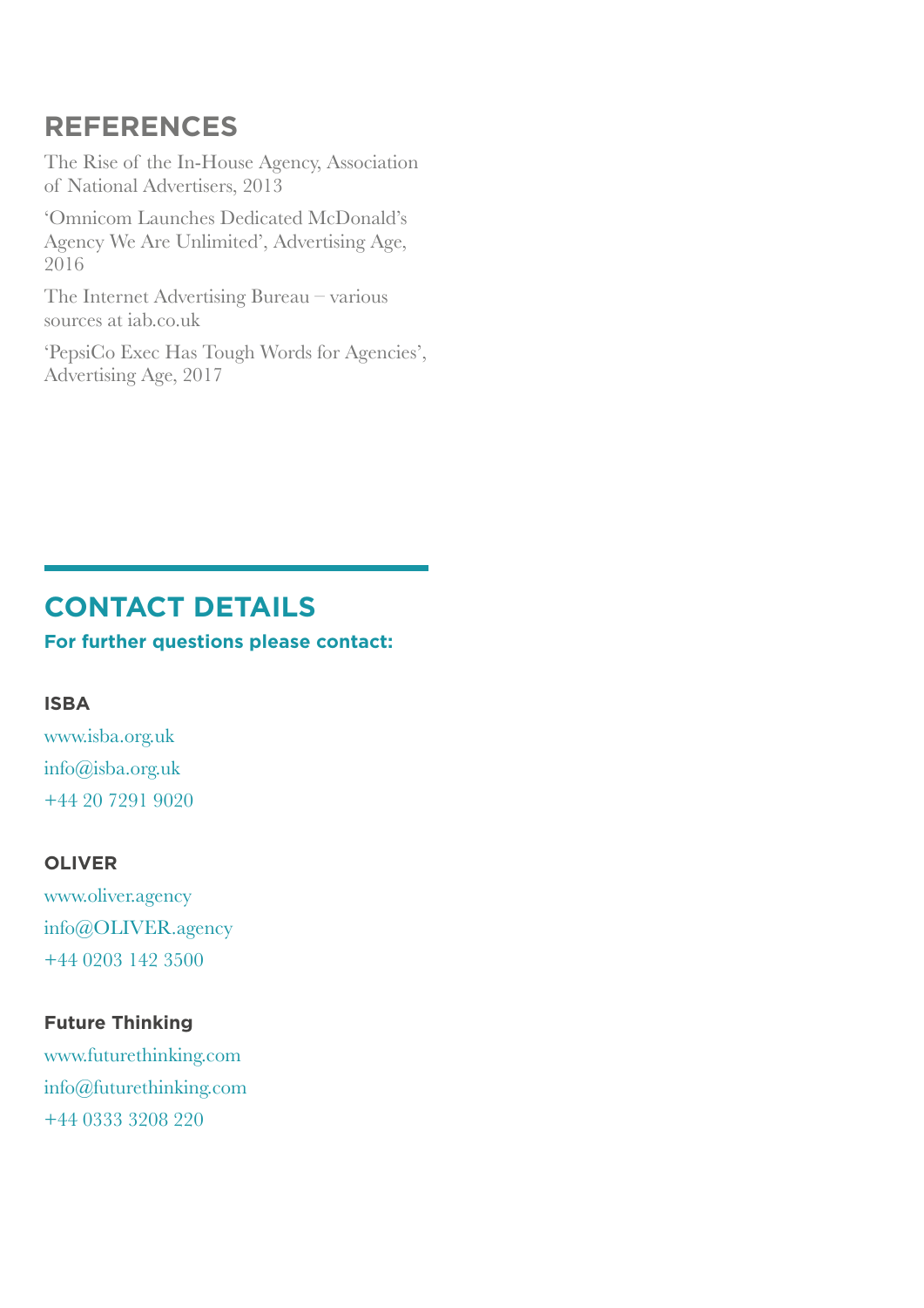## REFERENCES

The Rise of the In-House Agency, Association of National Advertisers, 2013

'Omnicom Launches Dedicated McDonald's Agency We Are Unlimited', Advertising Age, 2016

The Internet Advertising Bureau – various sources at iab.co.uk

'PepsiCo Exec Has Tough Words for Agencies', Advertising Age, 2017

## CONTACT DETAILS

**For further questions please contact:**

**ISBA**

www.isba.org.uk

info@isba.org.uk

+44 20 7291 9020

**OLIVER**

www.oliver.agency

info@OLIVER.agency

+44 0203 142 3500

**Future Thinking**

www.futurethinking.com

info@futurethinking.com

+44 0333 3208 220